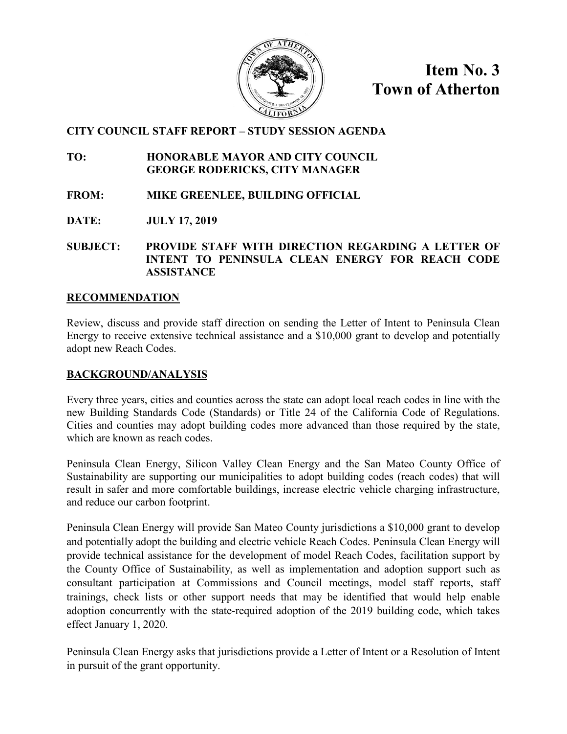# Item No. 3
# Town of Atherton

**CITY COUNCIL STAFF REPORT – STUDY SESSION AGENDA**

**TO:** HONORABLE MAYOR AND CITY COUNCIL
GEORGE RODERICKS, CITY MANAGER

**FROM:** MIKE GREENLEE, BUILDING OFFICIAL

**DATE:** JULY 17, 2019

**SUBJECT:** PROVIDE STAFF WITH DIRECTION REGARDING A LETTER OF INTENT TO PENINSULA CLEAN ENERGY FOR REACH CODE ASSISTANCE

## RECOMMENDATION

Review, discuss and provide staff direction on sending the Letter of Intent to Peninsula Clean Energy to receive extensive technical assistance and a $10,000 grant to develop and potentially adopt new Reach Codes.

## BACKGROUND/ANALYSIS

Every three years, cities and counties across the state can adopt local reach codes in line with the new Building Standards Code (Standards) or Title 24 of the California Code of Regulations. Cities and counties may adopt building codes more advanced than those required by the state, which are known as reach codes.

Peninsula Clean Energy, Silicon Valley Clean Energy and the San Mateo County Office of Sustainability are supporting our municipalities to adopt building codes (reach codes) that will result in safer and more comfortable buildings, increase electric vehicle charging infrastructure, and reduce our carbon footprint.

Peninsula Clean Energy will provide San Mateo County jurisdictions a $10,000 grant to develop and potentially adopt the building and electric vehicle Reach Codes. Peninsula Clean Energy will provide technical assistance for the development of model Reach Codes, facilitation support by the County Office of Sustainability, as well as implementation and adoption support such as consultant participation at Commissions and Council meetings, model staff reports, staff trainings, check lists or other support needs that may be identified that would help enable adoption concurrently with the state-required adoption of the 2019 building code, which takes effect January 1, 2020.

Peninsula Clean Energy asks that jurisdictions provide a Letter of Intent or a Resolution of Intent in pursuit of the grant opportunity.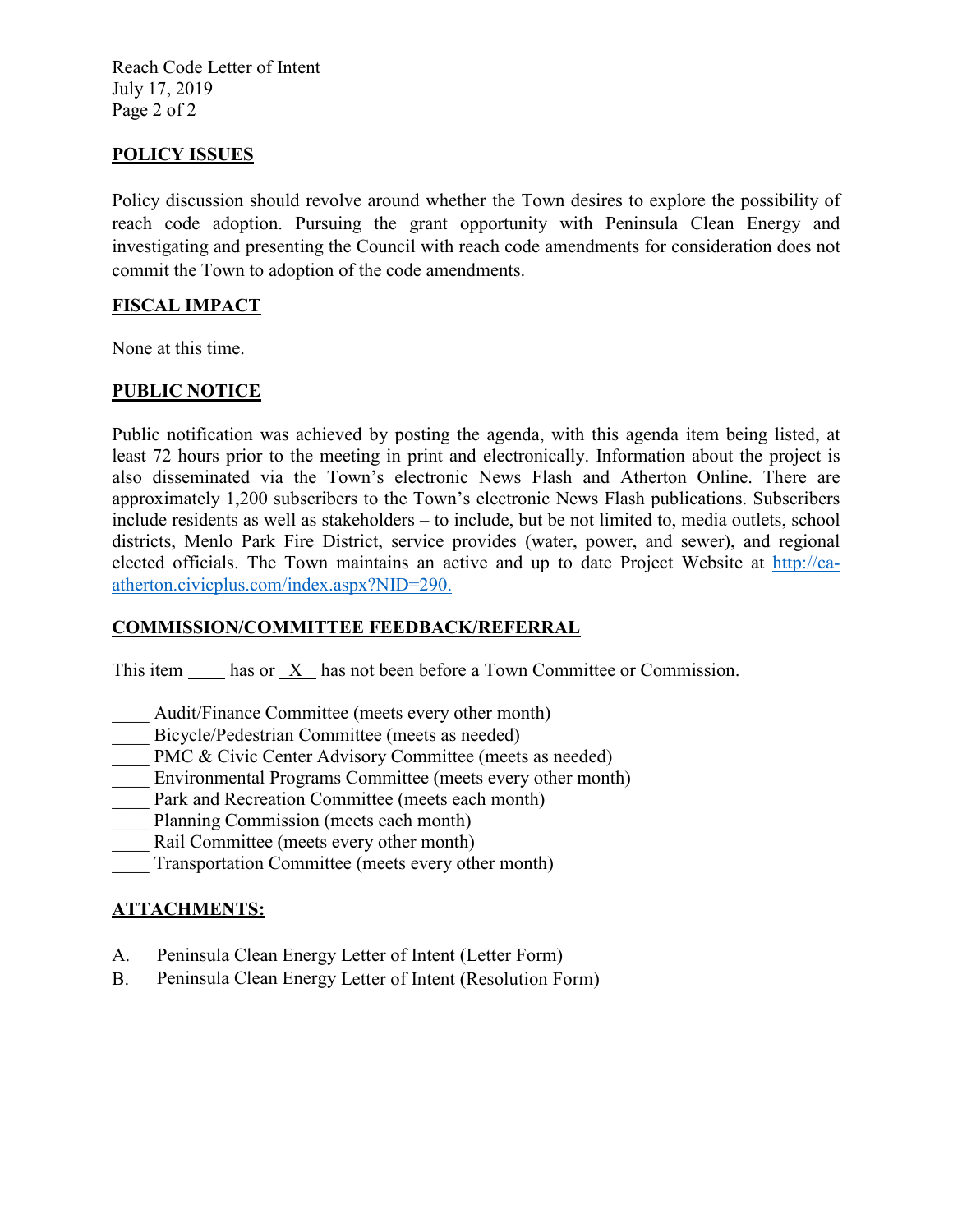## POLICY ISSUES

Policy discussion should revolve around whether the Town desires to explore the possibility of reach code adoption. Pursuing the grant opportunity with Peninsula Clean Energy and investigating and presenting the Council with reach code amendments for consideration does not commit the Town to adoption of the code amendments.

## FISCAL IMPACT

None at this time.

## PUBLIC NOTICE

Public notification was achieved by posting the agenda, with this agenda item being listed, at least 72 hours prior to the meeting in print and electronically. Information about the project is also disseminated via the Town's electronic News Flash and Atherton Online. There are approximately 1,200 subscribers to the Town's electronic News Flash publications. Subscribers include residents as well as stakeholders – to include, but be not limited to, media outlets, school districts, Menlo Park Fire District, service provides (water, power, and sewer), and regional elected officials. The Town maintains an active and up to date Project Website at [http://ca-atherton.civicplus.com/index.aspx?NID=290.](http://ca-atherton.civicplus.com/index.aspx?NID=290)

## COMMISSION/COMMITTEE FEEDBACK/REFERRAL

This item ____ has or _X_ has not been before a Town Committee or Commission.

____ Audit/Finance Committee (meets every other month)
____ Bicycle/Pedestrian Committee (meets as needed)
____ PMC & Civic Center Advisory Committee (meets as needed)
____ Environmental Programs Committee (meets every other month)
____ Park and Recreation Committee (meets each month)
____ Planning Commission (meets each month)
____ Rail Committee (meets every other month)
____ Transportation Committee (meets every other month)

## ATTACHMENTS:

A. Peninsula Clean Energy Letter of Intent (Letter Form)
B. Peninsula Clean Energy Letter of Intent (Resolution Form)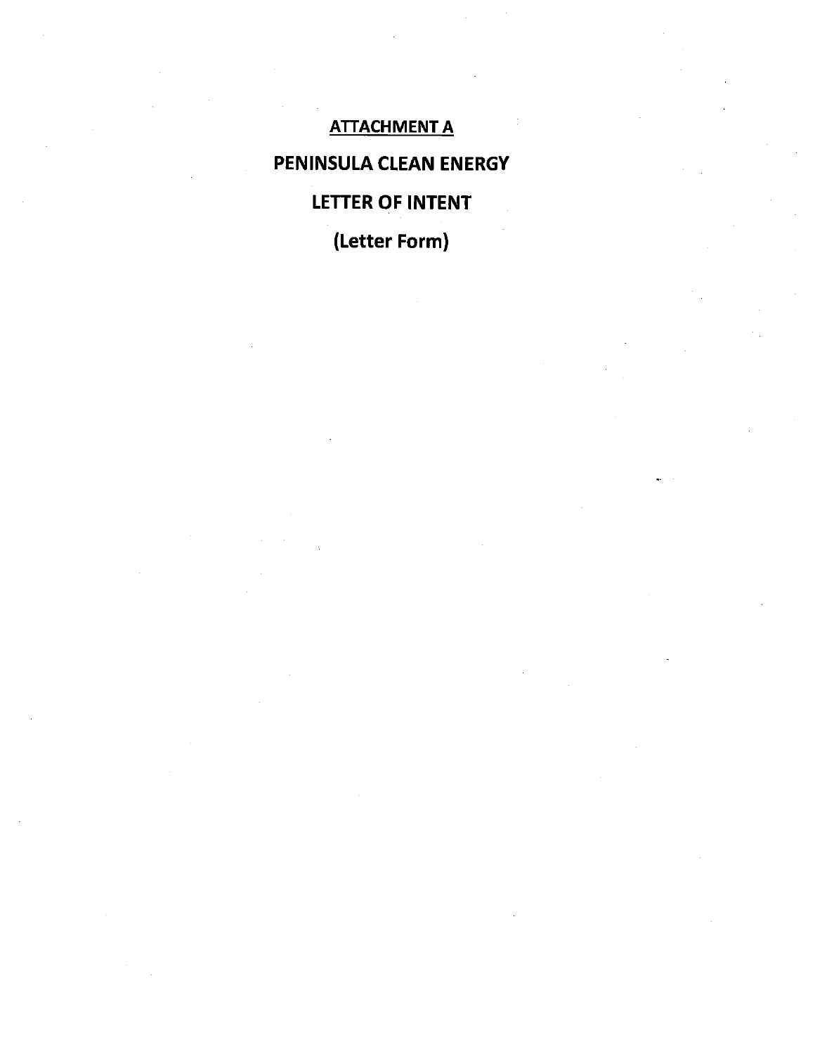# ATTACHMENT A

# PENINSULA CLEAN ENERGY

# LETTER OF INTENT

# (Letter Form)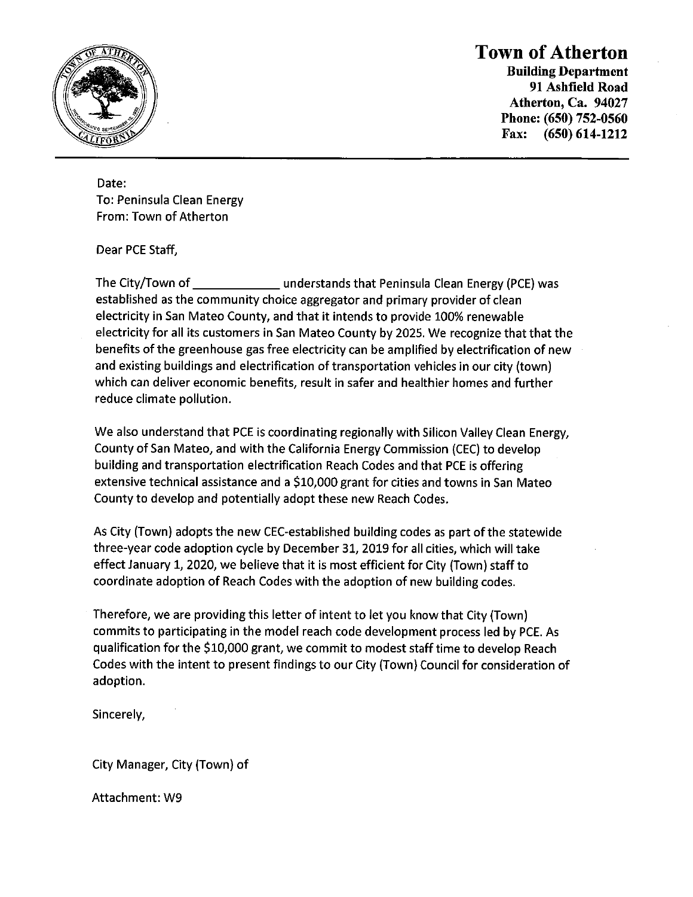# Town of Atherton

**Building Department**
**91 Ashfield Road**
**Atherton, Ca. 94027**
**Phone: (650) 752-0560**
**Fax: (650) 614-1212**

---

Date:
To: Peninsula Clean Energy
From: Town of Atherton

Dear PCE Staff,

The City/Town of ____________ understands that Peninsula Clean Energy (PCE) was established as the community choice aggregator and primary provider of clean electricity in San Mateo County, and that it intends to provide 100% renewable electricity for all its customers in San Mateo County by 2025. We recognize that that the benefits of the greenhouse gas free electricity can be amplified by electrification of new and existing buildings and electrification of transportation vehicles in our city (town) which can deliver economic benefits, result in safer and healthier homes and further reduce climate pollution.

We also understand that PCE is coordinating regionally with Silicon Valley Clean Energy, County of San Mateo, and with the California Energy Commission (CEC) to develop building and transportation electrification Reach Codes and that PCE is offering extensive technical assistance and a $10,000 grant for cities and towns in San Mateo County to develop and potentially adopt these new Reach Codes.

As City (Town) adopts the new CEC-established building codes as part of the statewide three-year code adoption cycle by December 31, 2019 for all cities, which will take effect January 1, 2020, we believe that it is most efficient for City (Town) staff to coordinate adoption of Reach Codes with the adoption of new building codes.

Therefore, we are providing this letter of intent to let you know that City (Town) commits to participating in the model reach code development process led by PCE. As qualification for the $10,000 grant, we commit to modest staff time to develop Reach Codes with the intent to present findings to our City (Town) Council for consideration of adoption.

Sincerely,

City Manager, City (Town) of

Attachment: W9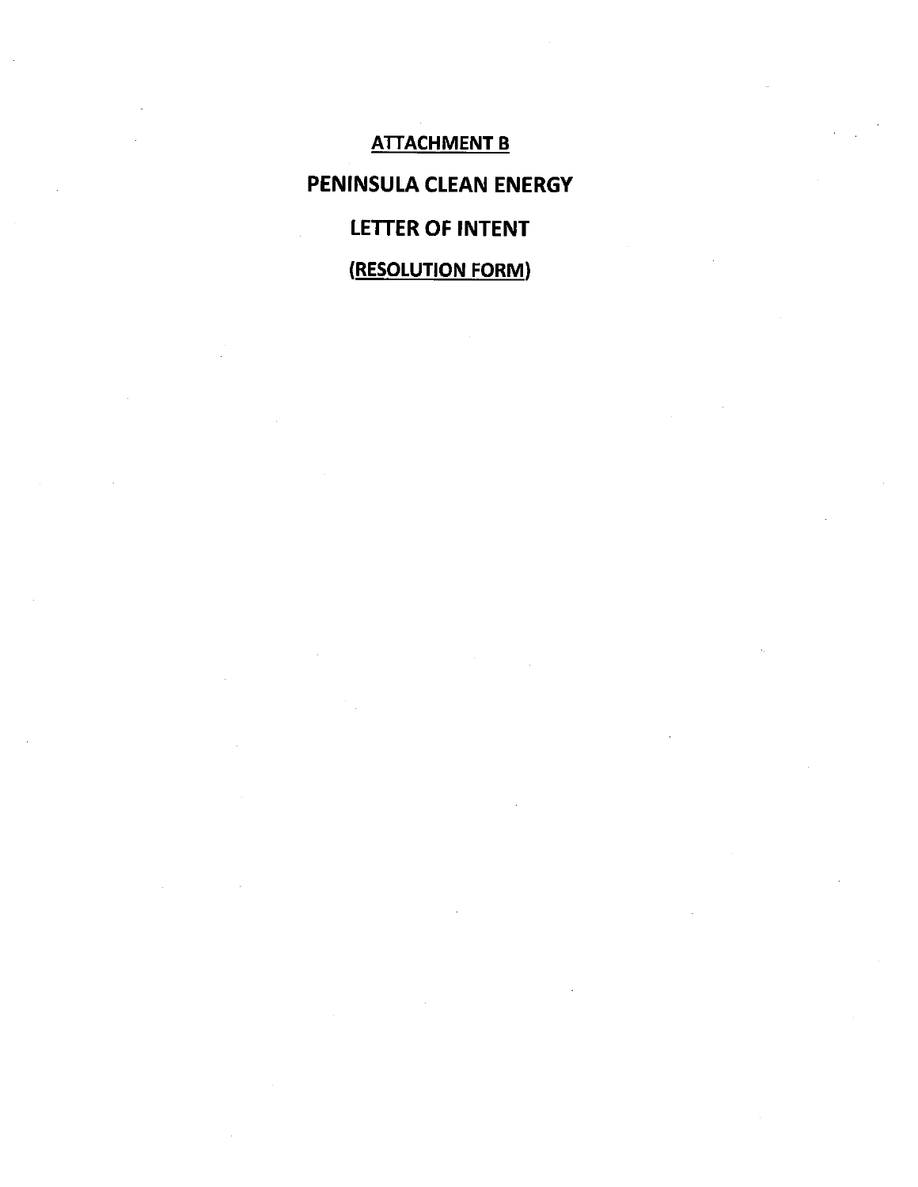**ATTACHMENT B**

**PENINSULA CLEAN ENERGY**

**LETTER OF INTENT**

**(RESOLUTION FORM)**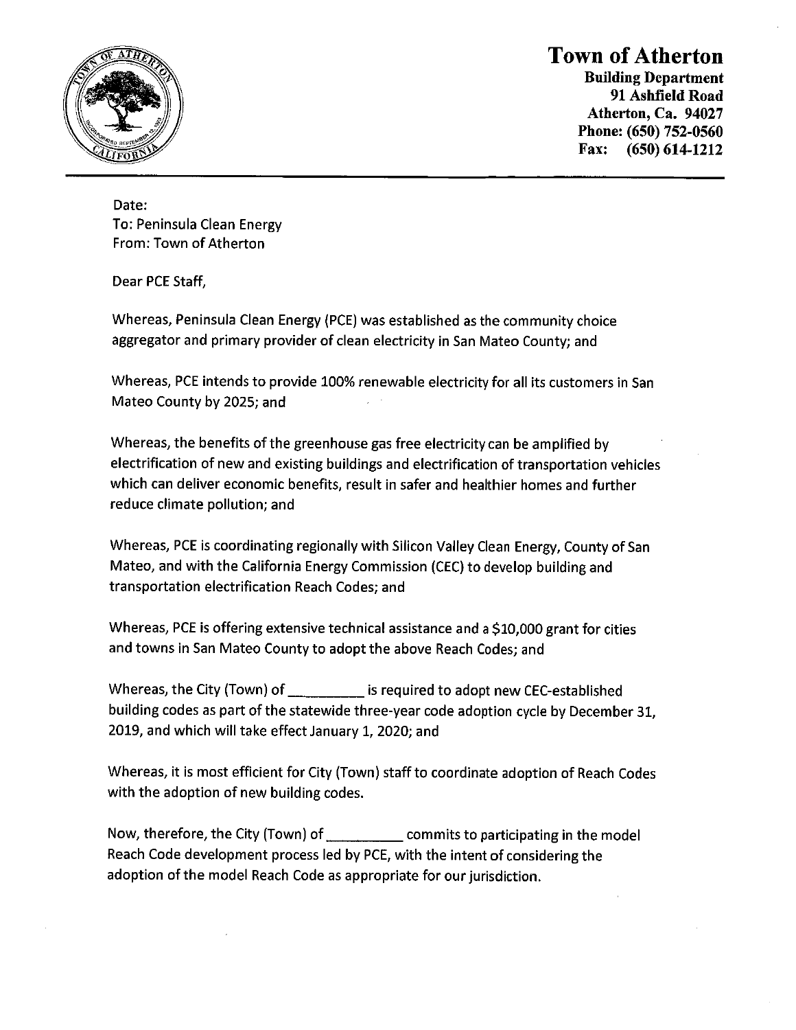# Town of Atherton

**Building Department**
**91 Ashfield Road**
**Atherton, Ca. 94027**
**Phone: (650) 752-0560**
**Fax: (650) 614-1212**

---

Date:
To: Peninsula Clean Energy
From: Town of Atherton

Dear PCE Staff,

Whereas, Peninsula Clean Energy (PCE) was established as the community choice aggregator and primary provider of clean electricity in San Mateo County; and

Whereas, PCE intends to provide 100% renewable electricity for all its customers in San Mateo County by 2025; and

Whereas, the benefits of the greenhouse gas free electricity can be amplified by electrification of new and existing buildings and electrification of transportation vehicles which can deliver economic benefits, result in safer and healthier homes and further reduce climate pollution; and

Whereas, PCE is coordinating regionally with Silicon Valley Clean Energy, County of San Mateo, and with the California Energy Commission (CEC) to develop building and transportation electrification Reach Codes; and

Whereas, PCE is offering extensive technical assistance and a $10,000 grant for cities and towns in San Mateo County to adopt the above Reach Codes; and

Whereas, the City (Town) of __________ is required to adopt new CEC-established building codes as part of the statewide three-year code adoption cycle by December 31, 2019, and which will take effect January 1, 2020; and

Whereas, it is most efficient for City (Town) staff to coordinate adoption of Reach Codes with the adoption of new building codes.

Now, therefore, the City (Town) of __________ commits to participating in the model Reach Code development process led by PCE, with the intent of considering the adoption of the model Reach Code as appropriate for our jurisdiction.